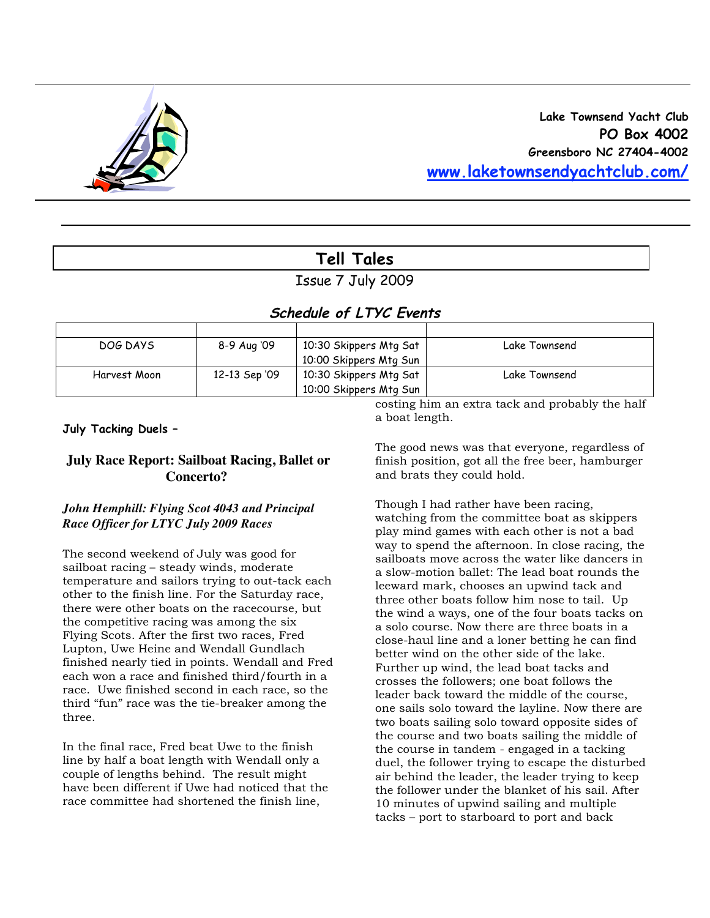Lake Townsend Yacht Club
PO Box 4002
Greensboro NC 27404-4002
www.laketownsendyachtclub.com/

# Tell Tales

Issue 7 July 2009

## Schedule of LTYC Events

| | | | |
|---|---|---|---|
| DOG DAYS | 8-9 Aug '09 | 10:30 Skippers Mtg Sat<br>10:00 Skippers Mtg Sun | Lake Townsend |
| Harvest Moon | 12-13 Sep '09 | 10:30 Skippers Mtg Sat<br>10:00 Skippers Mtg Sun | Lake Townsend |

**July Tacking Duels –**

### July Race Report: Sailboat Racing, Ballet or Concerto?

***John Hemphill: Flying Scot 4043 and Principal Race Officer for LTYC July 2009 Races***

The second weekend of July was good for sailboat racing – steady winds, moderate temperature and sailors trying to out-tack each other to the finish line. For the Saturday race, there were other boats on the racecourse, but the competitive racing was among the six Flying Scots. After the first two races, Fred Lupton, Uwe Heine and Wendall Gundlach finished nearly tied in points. Wendall and Fred each won a race and finished third/fourth in a race. Uwe finished second in each race, so the third "fun" race was the tie-breaker among the three.

In the final race, Fred beat Uwe to the finish line by half a boat length with Wendall only a couple of lengths behind. The result might have been different if Uwe had noticed that the race committee had shortened the finish line, costing him an extra tack and probably the half a boat length.

The good news was that everyone, regardless of finish position, got all the free beer, hamburger and brats they could hold.

Though I had rather have been racing, watching from the committee boat as skippers play mind games with each other is not a bad way to spend the afternoon. In close racing, the sailboats move across the water like dancers in a slow-motion ballet: The lead boat rounds the leeward mark, chooses an upwind tack and three other boats follow him nose to tail. Up the wind a ways, one of the four boats tacks on a solo course. Now there are three boats in a close-haul line and a loner betting he can find better wind on the other side of the lake. Further up wind, the lead boat tacks and crosses the followers; one boat follows the leader back toward the middle of the course, one sails solo toward the layline. Now there are two boats sailing solo toward opposite sides of the course and two boats sailing the middle of the course in tandem - engaged in a tacking duel, the follower trying to escape the disturbed air behind the leader, the leader trying to keep the follower under the blanket of his sail. After 10 minutes of upwind sailing and multiple tacks – port to starboard to port and back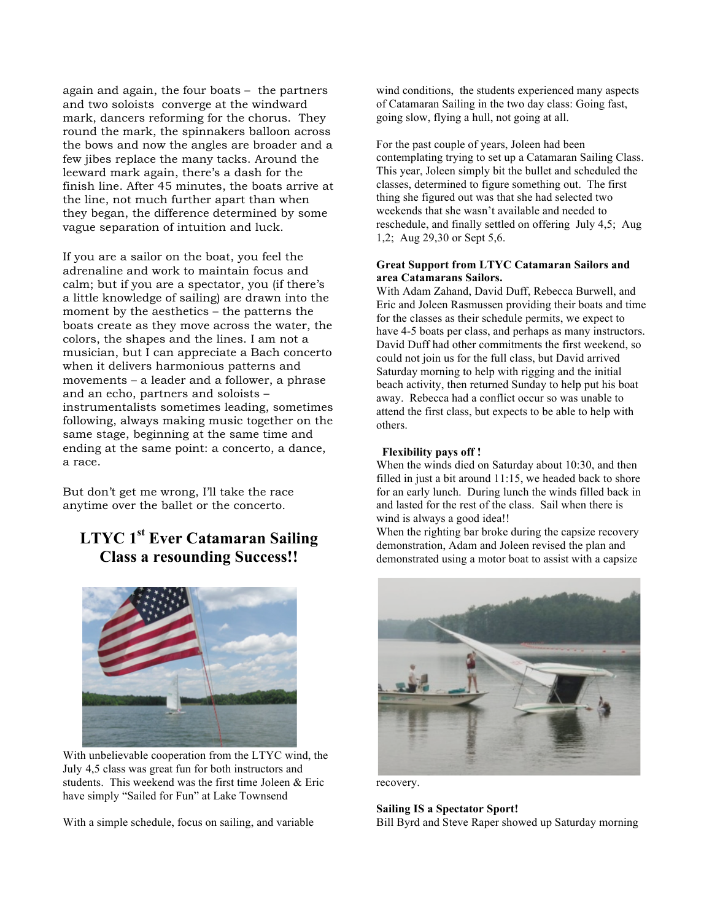again and again, the four boats – the partners and two soloists converge at the windward mark, dancers reforming for the chorus. They round the mark, the spinnakers balloon across the bows and now the angles are broader and a few jibes replace the many tacks. Around the leeward mark again, there's a dash for the finish line. After 45 minutes, the boats arrive at the line, not much further apart than when they began, the difference determined by some vague separation of intuition and luck.

If you are a sailor on the boat, you feel the adrenaline and work to maintain focus and calm; but if you are a spectator, you (if there's a little knowledge of sailing) are drawn into the moment by the aesthetics – the patterns the boats create as they move across the water, the colors, the shapes and the lines. I am not a musician, but I can appreciate a Bach concerto when it delivers harmonious patterns and movements – a leader and a follower, a phrase and an echo, partners and soloists – instrumentalists sometimes leading, sometimes following, always making music together on the same stage, beginning at the same time and ending at the same point: a concerto, a dance, a race.

But don't get me wrong, I'll take the race anytime over the ballet or the concerto.

# LTYC 1st Ever Catamaran Sailing Class a resounding Success!!

With unbelievable cooperation from the LTYC wind, the July 4,5 class was great fun for both instructors and students. This weekend was the first time Joleen & Eric have simply "Sailed for Fun" at Lake Townsend

With a simple schedule, focus on sailing, and variable wind conditions, the students experienced many aspects of Catamaran Sailing in the two day class: Going fast, going slow, flying a hull, not going at all.

For the past couple of years, Joleen had been contemplating trying to set up a Catamaran Sailing Class. This year, Joleen simply bit the bullet and scheduled the classes, determined to figure something out. The first thing she figured out was that she had selected two weekends that she wasn't available and needed to reschedule, and finally settled on offering July 4,5; Aug 1,2; Aug 29,30 or Sept 5,6.

**Great Support from LTYC Catamaran Sailors and area Catamarans Sailors.**

With Adam Zahand, David Duff, Rebecca Burwell, and Eric and Joleen Rasmussen providing their boats and time for the classes as their schedule permits, we expect to have 4-5 boats per class, and perhaps as many instructors. David Duff had other commitments the first weekend, so could not join us for the full class, but David arrived Saturday morning to help with rigging and the initial beach activity, then returned Sunday to help put his boat away. Rebecca had a conflict occur so was unable to attend the first class, but expects to be able to help with others.

**Flexibility pays off !**

When the winds died on Saturday about 10:30, and then filled in just a bit around 11:15, we headed back to shore for an early lunch. During lunch the winds filled back in and lasted for the rest of the class. Sail when there is wind is always a good idea!!

When the righting bar broke during the capsize recovery demonstration, Adam and Joleen revised the plan and demonstrated using a motor boat to assist with a capsize recovery.

**Sailing IS a Spectator Sport!**

Bill Byrd and Steve Raper showed up Saturday morning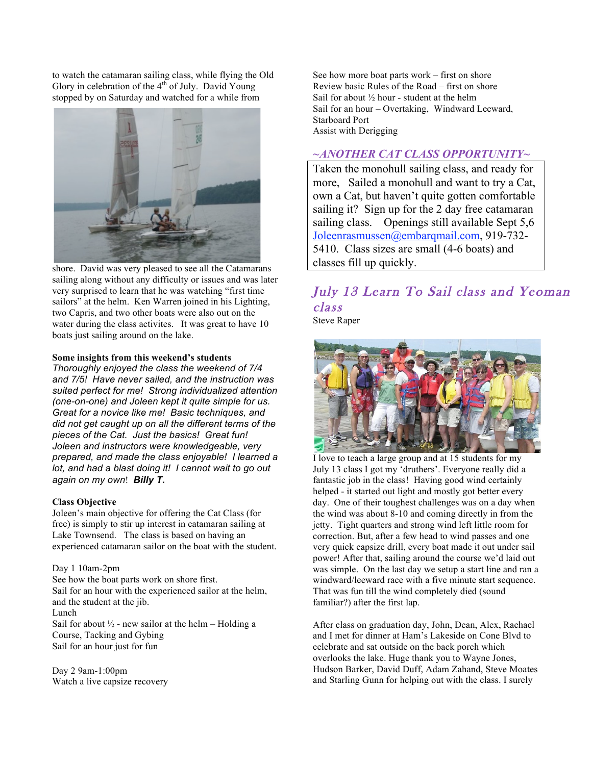to watch the catamaran sailing class, while flying the Old Glory in celebration of the 4th of July. David Young stopped by on Saturday and watched for a while from shore. David was very pleased to see all the Catamarans sailing along without any difficulty or issues and was later very surprised to learn that he was watching "first time sailors" at the helm. Ken Warren joined in his Lighting, two Capris, and two other boats were also out on the water during the class activites. It was great to have 10 boats just sailing around on the lake.

**Some insights from this weekend's students**

*Thoroughly enjoyed the class the weekend of 7/4 and 7/5! Have never sailed, and the instruction was suited perfect for me! Strong individualized attention (one-on-one) and Joleen kept it quite simple for us. Great for a novice like me! Basic techniques, and did not get caught up on all the different terms of the pieces of the Cat. Just the basics! Great fun! Joleen and instructors were knowledgeable, very prepared, and made the class enjoyable! I learned a lot, and had a blast doing it! I cannot wait to go out again on my own!* ***Billy T.***

**Class Objective**

Joleen's main objective for offering the Cat Class (for free) is simply to stir up interest in catamaran sailing at Lake Townsend. The class is based on having an experienced catamaran sailor on the boat with the student.

Day 1 10am-2pm
See how the boat parts work on shore first.
Sail for an hour with the experienced sailor at the helm, and the student at the jib.
Lunch
Sail for about ½ - new sailor at the helm – Holding a Course, Tacking and Gybing
Sail for an hour just for fun

Day 2 9am-1:00pm
Watch a live capsize recovery
See how more boat parts work – first on shore
Review basic Rules of the Road – first on shore
Sail for about ½ hour - student at the helm
Sail for an hour – Overtaking, Windward Leeward, Starboard Port
Assist with Derigging

## ~ANOTHER CAT CLASS OPPORTUNITY~

Taken the monohull sailing class, and ready for more, Sailed a monohull and want to try a Cat, own a Cat, but haven't quite gotten comfortable sailing it? Sign up for the 2 day free catamaran sailing class. Openings still available Sept 5,6 Joleenrasmussen@embarqmail.com, 919-732-5410. Class sizes are small (4-6 boats) and classes fill up quickly.

## July 13 Learn To Sail class and Yeoman class

Steve Raper

I love to teach a large group and at 15 students for my July 13 class I got my 'druthers'. Everyone really did a fantastic job in the class! Having good wind certainly helped - it started out light and mostly got better every day. One of their toughest challenges was on a day when the wind was about 8-10 and coming directly in from the jetty. Tight quarters and strong wind left little room for correction. But, after a few head to wind passes and one very quick capsize drill, every boat made it out under sail power! After that, sailing around the course we'd laid out was simple. On the last day we setup a start line and ran a windward/leeward race with a five minute start sequence. That was fun till the wind completely died (sound familiar?) after the first lap.

After class on graduation day, John, Dean, Alex, Rachael and I met for dinner at Ham's Lakeside on Cone Blvd to celebrate and sat outside on the back porch which overlooks the lake. Huge thank you to Wayne Jones, Hudson Barker, David Duff, Adam Zahand, Steve Moates and Starling Gunn for helping out with the class. I surely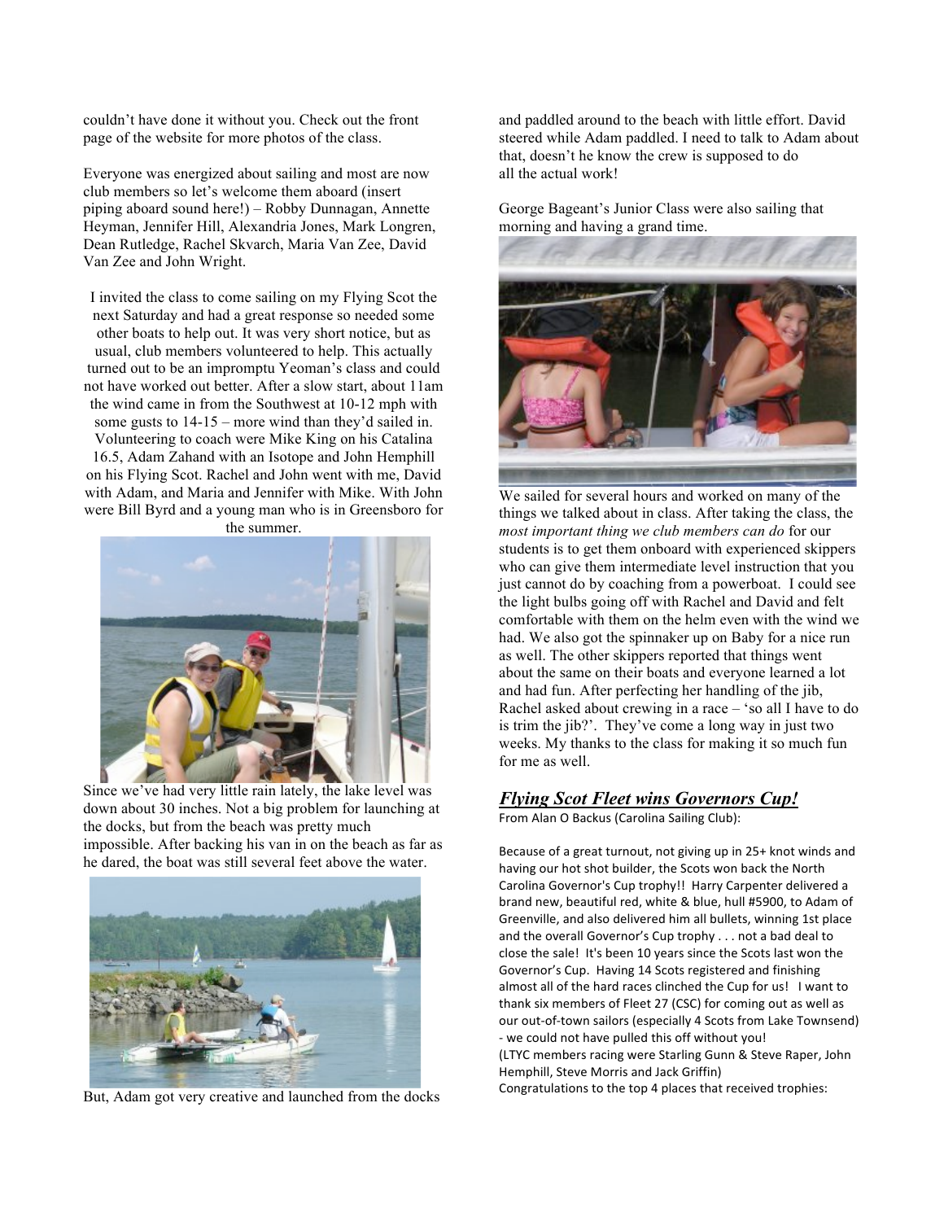couldn't have done it without you. Check out the front page of the website for more photos of the class.

Everyone was energized about sailing and most are now club members so let's welcome them aboard (insert piping aboard sound here!) – Robby Dunnagan, Annette Heyman, Jennifer Hill, Alexandria Jones, Mark Longren, Dean Rutledge, Rachel Skvarch, Maria Van Zee, David Van Zee and John Wright.

I invited the class to come sailing on my Flying Scot the next Saturday and had a great response so needed some other boats to help out. It was very short notice, but as usual, club members volunteered to help. This actually turned out to be an impromptu Yeoman's class and could not have worked out better. After a slow start, about 11am the wind came in from the Southwest at 10-12 mph with some gusts to 14-15 – more wind than they'd sailed in. Volunteering to coach were Mike King on his Catalina 16.5, Adam Zahand with an Isotope and John Hemphill on his Flying Scot. Rachel and John went with me, David with Adam, and Maria and Jennifer with Mike. With John were Bill Byrd and a young man who is in Greensboro for the summer.

Since we've had very little rain lately, the lake level was down about 30 inches. Not a big problem for launching at the docks, but from the beach was pretty much impossible. After backing his van in on the beach as far as he dared, the boat was still several feet above the water.

But, Adam got very creative and launched from the docks and paddled around to the beach with little effort. David steered while Adam paddled. I need to talk to Adam about that, doesn't he know the crew is supposed to do all the actual work!

George Bageant's Junior Class were also sailing that morning and having a grand time.

We sailed for several hours and worked on many of the things we talked about in class. After taking the class, the *most important thing we club members can do* for our students is to get them onboard with experienced skippers who can give them intermediate level instruction that you just cannot do by coaching from a powerboat. I could see the light bulbs going off with Rachel and David and felt comfortable with them on the helm even with the wind we had. We also got the spinnaker up on Baby for a nice run as well. The other skippers reported that things went about the same on their boats and everyone learned a lot and had fun. After perfecting her handling of the jib, Rachel asked about crewing in a race – 'so all I have to do is trim the jib?'. They've come a long way in just two weeks. My thanks to the class for making it so much fun for me as well.

## ***Flying Scot Fleet wins Governors Cup!***

From Alan O Backus (Carolina Sailing Club):

Because of a great turnout, not giving up in 25+ knot winds and having our hot shot builder, the Scots won back the North Carolina Governor's Cup trophy!! Harry Carpenter delivered a brand new, beautiful red, white & blue, hull #5900, to Adam of Greenville, and also delivered him all bullets, winning 1st place and the overall Governor's Cup trophy . . . not a bad deal to close the sale! It's been 10 years since the Scots last won the Governor's Cup. Having 14 Scots registered and finishing almost all of the hard races clinched the Cup for us! I want to thank six members of Fleet 27 (CSC) for coming out as well as our out-of-town sailors (especially 4 Scots from Lake Townsend) - we could not have pulled this off without you!
(LTYC members racing were Starling Gunn & Steve Raper, John Hemphill, Steve Morris and Jack Griffin)
Congratulations to the top 4 places that received trophies: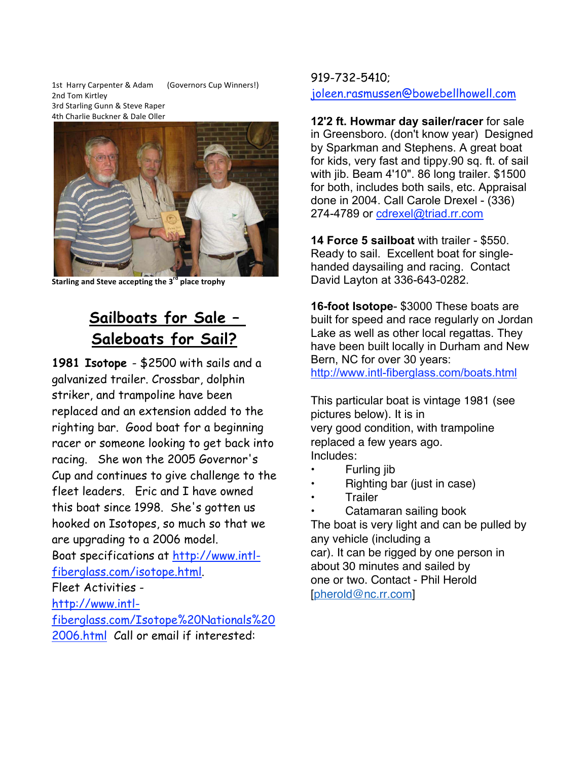1st Harry Carpenter & Adam (Governors Cup Winners!)
2nd Tom Kirtley
3rd Starling Gunn & Steve Raper
4th Charlie Buckner & Dale Oller

**Starling and Steve accepting the 3rd place trophy**

## Sailboats for Sale – Saleboats for Sail?

**1981 Isotope** - $2500 with sails and a galvanized trailer. Crossbar, dolphin striker, and trampoline have been replaced and an extension added to the righting bar. Good boat for a beginning racer or someone looking to get back into racing. She won the 2005 Governor's Cup and continues to give challenge to the fleet leaders. Eric and I have owned this boat since 1998. She's gotten us hooked on Isotopes, so much so that we are upgrading to a 2006 model.
Boat specifications at http://www.intl-fiberglass.com/isotope.html.
Fleet Activities - http://www.intl-fiberglass.com/Isotope%20Nationals%202006.html Call or email if interested: 919-732-5410; joleen.rasmussen@bowebellhowell.com

**12'2 ft. Howmar day sailer/racer** for sale in Greensboro. (don't know year) Designed by Sparkman and Stephens. A great boat for kids, very fast and tippy.90 sq. ft. of sail with jib. Beam 4'10". 86 long trailer. $1500 for both, includes both sails, etc. Appraisal done in 2004. Call Carole Drexel - (336) 274-4789 or cdrexel@triad.rr.com

**14 Force 5 sailboat** with trailer - $550. Ready to sail. Excellent boat for single-handed daysailing and racing. Contact David Layton at 336-643-0282.

**16-foot Isotope**- $3000 These boats are built for speed and race regularly on Jordan Lake as well as other local regattas. They have been built locally in Durham and New Bern, NC for over 30 years: http://www.intl-fiberglass.com/boats.html

This particular boat is vintage 1981 (see pictures below). It is in very good condition, with trampoline replaced a few years ago.
Includes:

- Furling jib
- Righting bar (just in case)
- Trailer
- Catamaran sailing book

The boat is very light and can be pulled by any vehicle (including a car). It can be rigged by one person in about 30 minutes and sailed by one or two. Contact - Phil Herold [pherold@nc.rr.com]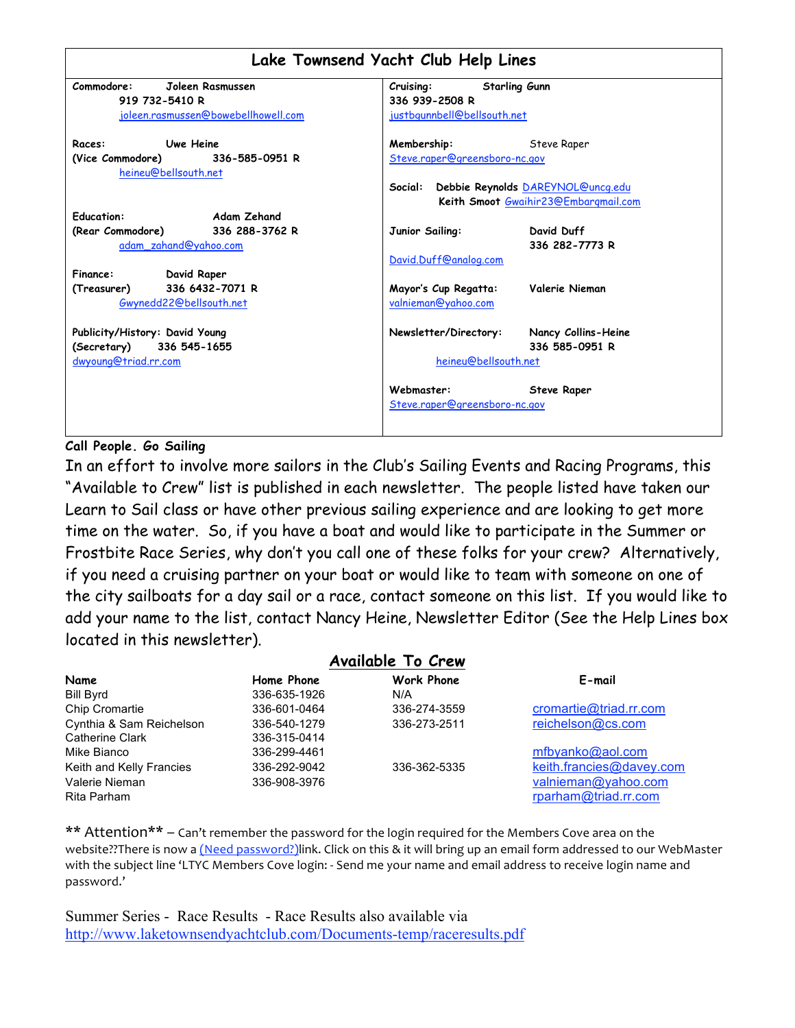## Lake Townsend Yacht Club Help Lines

| | |
|---|---|
| **Commodore:** Joleen Rasmussen<br>919 732-5410 R<br>joleen.rasmussen@bowebellhowell.com | **Cruising:** Starling Gunn<br>336 939-2508 R<br>justbgunnbell@bellsouth.net |
| **Races:** Uwe Heine<br>**(Vice Commodore)** 336-585-0951 R<br>heineu@bellsouth.net | **Membership:** Steve Raper<br>Steve.raper@greensboro-nc.gov<br><br>**Social:** Debbie Reynolds DAREYNOL@uncg.edu<br>Keith Smoot Gwaihir23@Embarqmail.com |
| **Education:** Adam Zehand<br>**(Rear Commodore)** 336 288-3762 R<br>adam_zahand@yahoo.com | **Junior Sailing:** David Duff<br>336 282-7773 R<br>David.Duff@analog.com |
| **Finance:** David Raper<br>**(Treasurer)** 336 6432-7071 R<br>Gwynedd22@bellsouth.net | **Mayor's Cup Regatta:** Valerie Nieman<br>valnieman@yahoo.com |
| **Publicity/History:** David Young<br>**(Secretary)** 336 545-1655<br>dwyoung@triad.rr.com | **Newsletter/Directory:** Nancy Collins-Heine<br>336 585-0951 R<br>heineu@bellsouth.net |
| | **Webmaster:** Steve Raper<br>Steve.raper@greensboro-nc.gov |

**Call People. Go Sailing**

In an effort to involve more sailors in the Club's Sailing Events and Racing Programs, this "Available to Crew" list is published in each newsletter. The people listed have taken our Learn to Sail class or have other previous sailing experience and are looking to get more time on the water. So, if you have a boat and would like to participate in the Summer or Frostbite Race Series, why don't you call one of these folks for your crew? Alternatively, if you need a cruising partner on your boat or would like to team with someone on one of the city sailboats for a day sail or a race, contact someone on this list. If you would like to add your name to the list, contact Nancy Heine, Newsletter Editor (See the Help Lines box located in this newsletter).

## Available To Crew

| Name | Home Phone | Work Phone | E-mail |
|---|---|---|---|
| Bill Byrd | 336-635-1926 | N/A | |
| Chip Cromartie | 336-601-0464 | 336-274-3559 | cromartie@triad.rr.com |
| Cynthia & Sam Reichelson | 336-540-1279 | 336-273-2511 | reichelson@cs.com |
| Catherine Clark | 336-315-0414 | | |
| Mike Bianco | 336-299-4461 | | mfbyanko@aol.com |
| Keith and Kelly Francies | 336-292-9042 | 336-362-5335 | keith.francies@davey.com |
| Valerie Nieman | 336-908-3976 | | valnieman@yahoo.com |
| Rita Parham | | | rparham@triad.rr.com |

** Attention** – Can't remember the password for the login required for the Members Cove area on the website??There is now a (Need password?)link. Click on this & it will bring up an email form addressed to our WebMaster with the subject line 'LTYC Members Cove login: - Send me your name and email address to receive login name and password.'

Summer Series - Race Results - Race Results also available via http://www.laketownsendyachtclub.com/Documents-temp/raceresults.pdf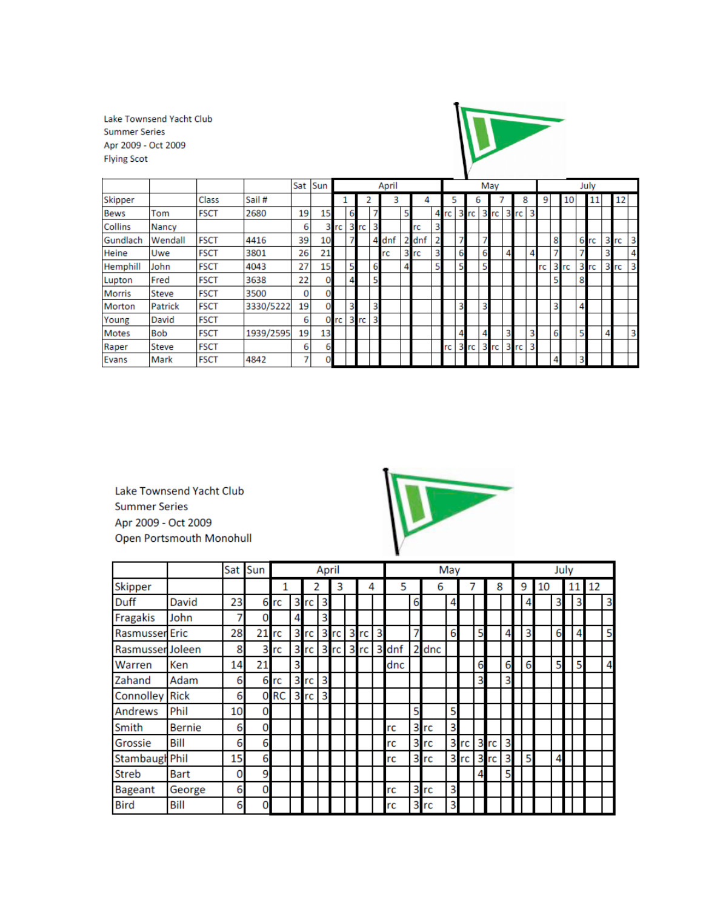Lake Townsend Yacht Club
Summer Series
Apr 2009 - Oct 2009
Flying Scot

| | | | | Sat | Sun | April | | | | May | | | | July | | | |
|---|---|---|---|---|---|---|---|---|---|---|---|---|---|---|---|---|---|
| Skipper | | Class | Sail # | | | 1 | 2 | 3 | 4 | 5 | 6 | 7 | 8 | 9 | 10 | 11 | 12 |
| Bews | Tom | FSCT | 2680 | 19 | 15 | 6 | 7 | 5 | 4 | rc 3 | rc 3 | rc 3 | rc 3 | | | | |
| Collins | Nancy | | | 6 | 3 | rc 3 | rc 3 | | rc 3 | | | | | | | | |
| Gundlach | Wendall | FSCT | 4416 | 39 | 10 | 7 | 4 | dnf 2 | dnf 2 | 7 | 7 | | | 8 | 6 | rc 3 | rc 3 |
| Heine | Uwe | FSCT | 3801 | 26 | 21 | | | rc 3 | rc 3 | 6 | 6 | 4 | 4 | 7 | 7 | 3 | 4 |
| Hemphill | John | FSCT | 4043 | 27 | 15 | 5 | 6 | 4 | 5 | 5 | 5 | | | rc 3 | rc 3 | rc 3 | rc 3 |
| Lupton | Fred | FSCT | 3638 | 22 | 0 | 4 | 5 | | | | | | | 5 | 8 | | |
| Morris | Steve | FSCT | 3500 | 0 | 0 | | | | | | | | | | | | |
| Morton | Patrick | FSCT | 3330/5222 | 19 | 0 | 3 | 3 | | | 3 | 3 | | | 3 | 4 | | |
| Young | David | FSCT | | 6 | 0 | rc 3 | rc 3 | | | | | | | | | | |
| Motes | Bob | FSCT | 1939/2595 | 19 | 13 | | | | | 4 | 4 | 3 | 3 | 6 | 5 | 4 | 3 |
| Raper | Steve | FSCT | | 6 | 6 | | | | | rc 3 | rc 3 | rc 3 | rc 3 | | | | |
| Evans | Mark | FSCT | 4842 | 7 | 0 | | | | | | | | | 4 | 3 | | |

Lake Townsend Yacht Club
Summer Series
Apr 2009 - Oct 2009
Open Portsmouth Monohull

| | | Sat | Sun | April | | | | May | | | | July | | | |
|---|---|---|---|---|---|---|---|---|---|---|---|---|---|---|---|
| Skipper | | | | 1 | 2 | 3 | 4 | 5 | 6 | 7 | 8 | 9 | 10 | 11 | 12 |
| Duff | David | 23 | 6 | rc 3 | rc 3 | | | 6 | 4 | | | 4 | 3 | 3 | 3 |
| Fragakis | John | 7 | 0 | 4 | 3 | | | | | | | | | | |
| Rasmusser | Eric | 28 | 21 | rc 3 | rc 3 | rc 3 | rc 3 | 7 | 6 | 5 | 4 | 3 | 6 | 4 | 5 |
| Rasmusser | Joleen | 8 | 3 | rc 3 | rc 3 | rc 3 | rc 3 | dnf 2 | dnc | | | | | | |
| Warren | Ken | 14 | 21 | 3 | | | | dnc | | 6 | 6 | 6 | 5 | 5 | 4 |
| Zahand | Adam | 6 | 6 | rc 3 | rc 3 | | | | | 3 | 3 | | | | |
| Connolley | Rick | 6 | 0 | RC 3 | rc 3 | | | | | | | | | | |
| Andrews | Phil | 10 | 0 | | | | | 5 | 5 | | | | | | |
| Smith | Bernie | 6 | 0 | | | | | rc 3 | rc 3 | | | | | | |
| Grossie | Bill | 6 | 6 | | | | | rc 3 | rc 3 | rc 3 | rc 3 | | | | |
| Stambaugl | Phil | 15 | 6 | | | | | rc 3 | rc 3 | rc 3 | rc 3 | 5 | 4 | | |
| Streb | Bart | 0 | 9 | | | | | | | 4 | 5 | | | | |
| Bageant | George | 6 | 0 | | | | | rc 3 | rc 3 | | | | | | |
| Bird | Bill | 6 | 0 | | | | | rc 3 | rc 3 | | | | | | |